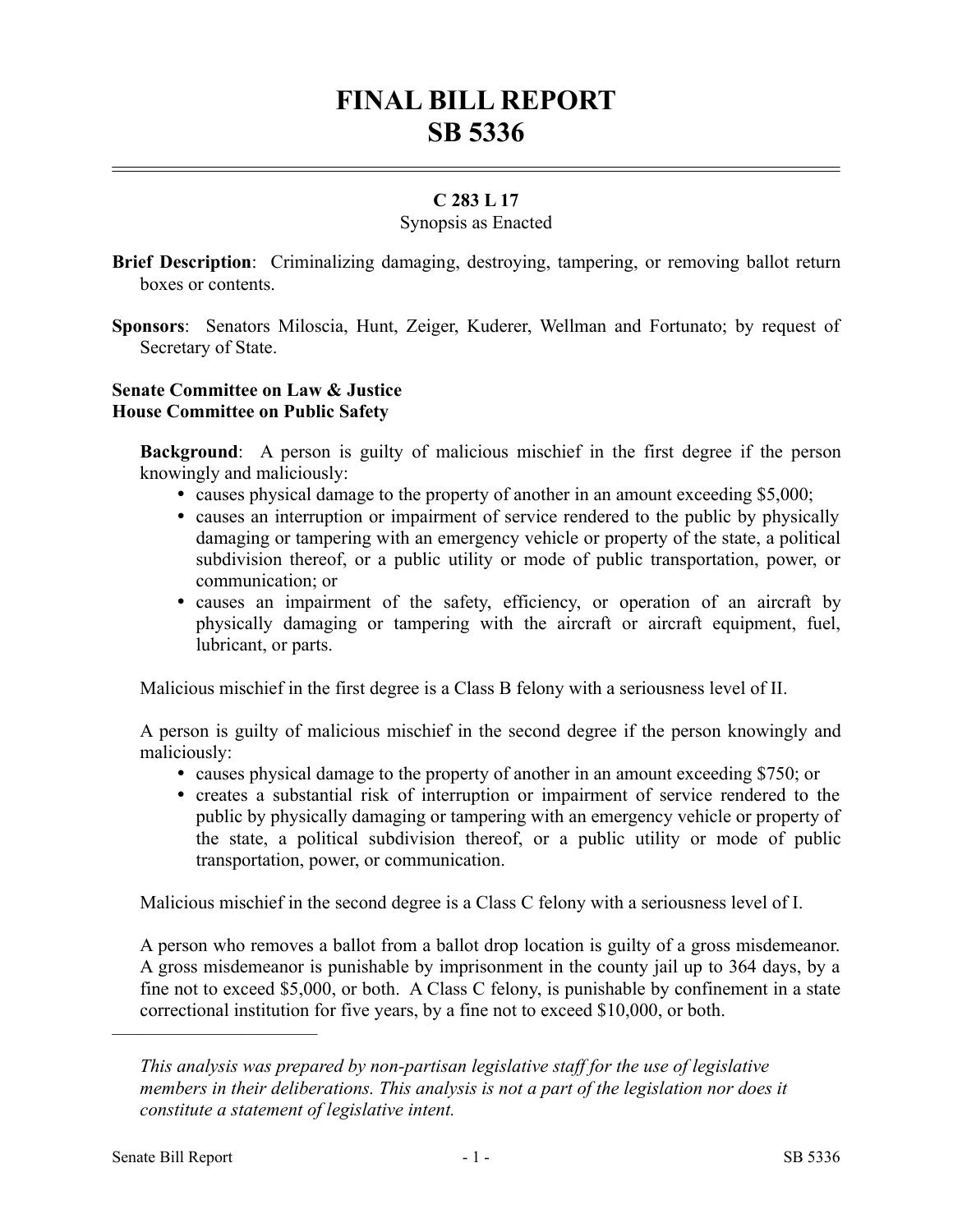# FINAL BILL REPORT
# SB 5336

## C 283 L 17

Synopsis as Enacted

**Brief Description**: Criminalizing damaging, destroying, tampering, or removing ballot return boxes or contents.

**Sponsors**: Senators Miloscia, Hunt, Zeiger, Kuderer, Wellman and Fortunato; by request of Secretary of State.

**Senate Committee on Law & Justice**
**House Committee on Public Safety**

**Background**: A person is guilty of malicious mischief in the first degree if the person knowingly and maliciously:

- causes physical damage to the property of another in an amount exceeding $5,000;
- causes an interruption or impairment of service rendered to the public by physically damaging or tampering with an emergency vehicle or property of the state, a political subdivision thereof, or a public utility or mode of public transportation, power, or communication; or
- causes an impairment of the safety, efficiency, or operation of an aircraft by physically damaging or tampering with the aircraft or aircraft equipment, fuel, lubricant, or parts.

Malicious mischief in the first degree is a Class B felony with a seriousness level of II.

A person is guilty of malicious mischief in the second degree if the person knowingly and maliciously:

- causes physical damage to the property of another in an amount exceeding $750; or
- creates a substantial risk of interruption or impairment of service rendered to the public by physically damaging or tampering with an emergency vehicle or property of the state, a political subdivision thereof, or a public utility or mode of public transportation, power, or communication.

Malicious mischief in the second degree is a Class C felony with a seriousness level of I.

A person who removes a ballot from a ballot drop location is guilty of a gross misdemeanor. A gross misdemeanor is punishable by imprisonment in the county jail up to 364 days, by a fine not to exceed $5,000, or both. A Class C felony, is punishable by confinement in a state correctional institution for five years, by a fine not to exceed $10,000, or both.

---

*This analysis was prepared by non-partisan legislative staff for the use of legislative members in their deliberations. This analysis is not a part of the legislation nor does it constitute a statement of legislative intent.*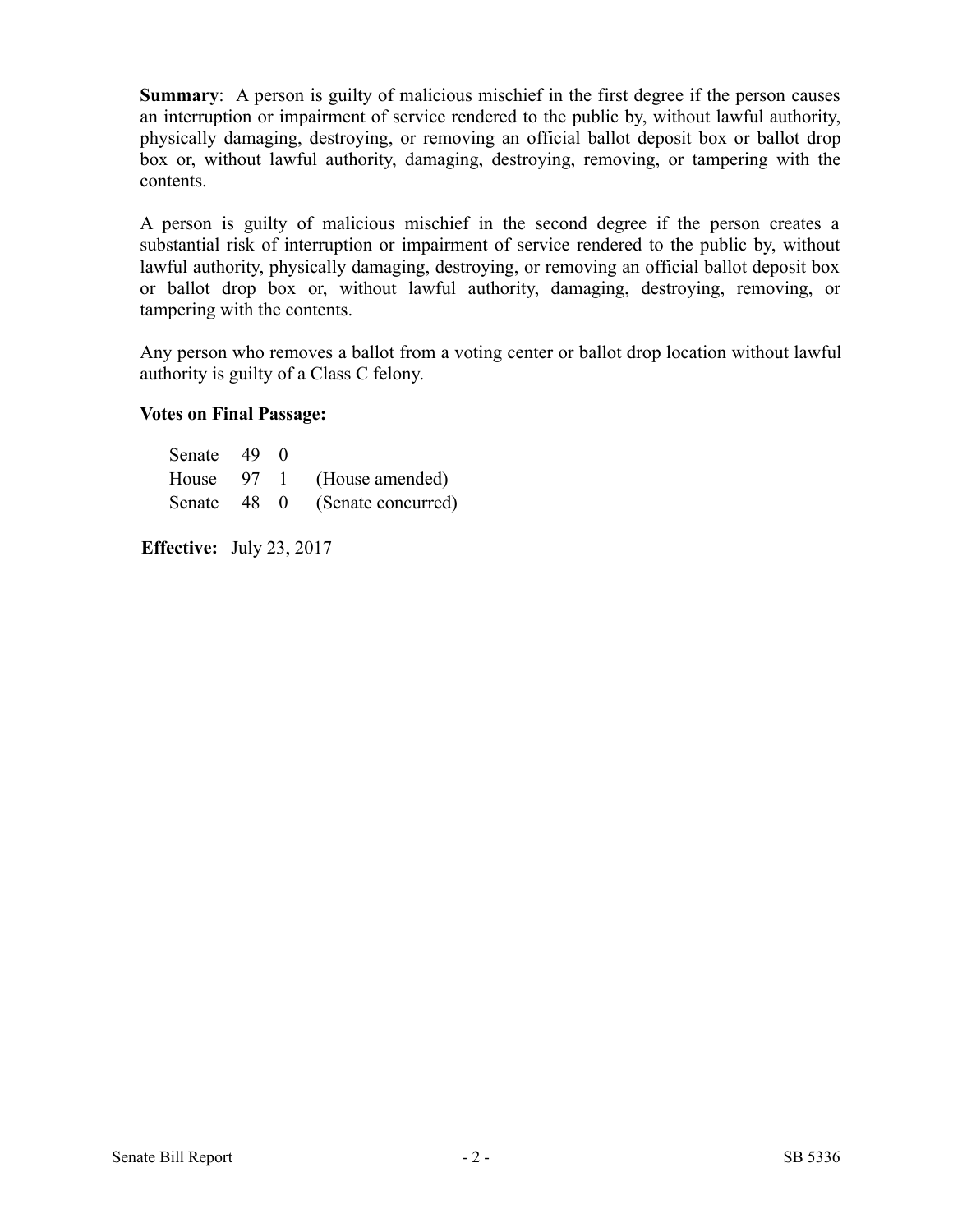**Summary**: A person is guilty of malicious mischief in the first degree if the person causes an interruption or impairment of service rendered to the public by, without lawful authority, physically damaging, destroying, or removing an official ballot deposit box or ballot drop box or, without lawful authority, damaging, destroying, removing, or tampering with the contents.

A person is guilty of malicious mischief in the second degree if the person creates a substantial risk of interruption or impairment of service rendered to the public by, without lawful authority, physically damaging, destroying, or removing an official ballot deposit box or ballot drop box or, without lawful authority, damaging, destroying, removing, or tampering with the contents.

Any person who removes a ballot from a voting center or ballot drop location without lawful authority is guilty of a Class C felony.

**Votes on Final Passage:**

| | | | |
|---|---|---|---|
| Senate | 49 | 0 | |
| House | 97 | 1 | (House amended) |
| Senate | 48 | 0 | (Senate concurred) |

**Effective:** July 23, 2017